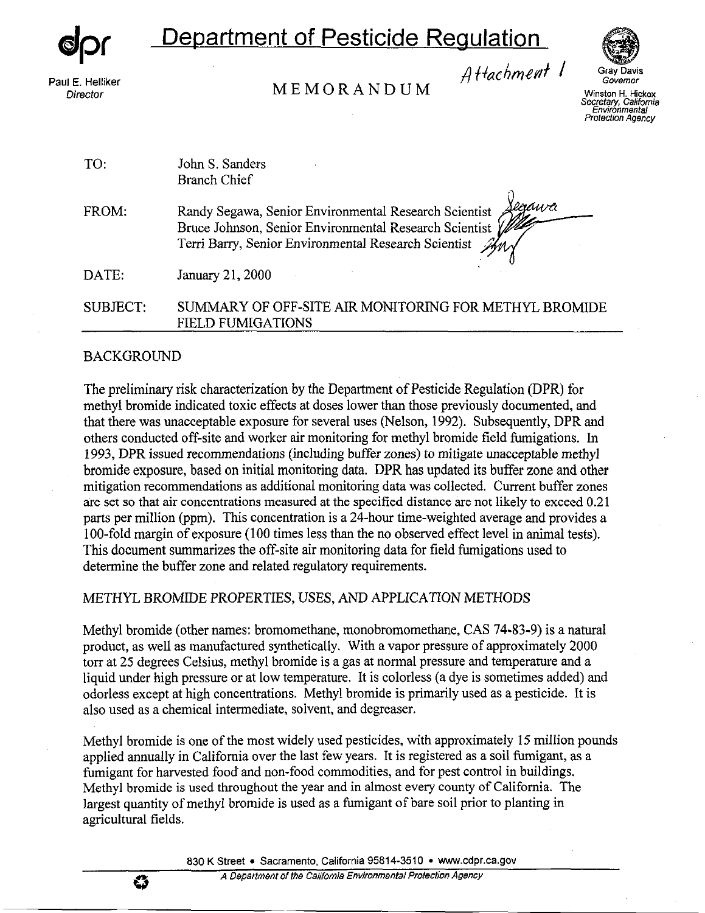# Department of Pesticide Regulation

Paul E. Helliker
*Director*

MEMORANDUM

*Attachment 1*

Gray Davis
*Governor*

Winston H. Hickox
*Secretary, California Environmental Protection Agency*

TO: John S. Sanders
Branch Chief

FROM: Randy Segawa, Senior Environmental Research Scientist
Bruce Johnson, Senior Environmental Research Scientist
Terri Barry, Senior Environmental Research Scientist

DATE: January 21, 2000

SUBJECT: SUMMARY OF OFF-SITE AIR MONITORING FOR METHYL BROMIDE FIELD FUMIGATIONS

## BACKGROUND

The preliminary risk characterization by the Department of Pesticide Regulation (DPR) for methyl bromide indicated toxic effects at doses lower than those previously documented, and that there was unacceptable exposure for several uses (Nelson, 1992). Subsequently, DPR and others conducted off-site and worker air monitoring for methyl bromide field fumigations. In 1993, DPR issued recommendations (including buffer zones) to mitigate unacceptable methyl bromide exposure, based on initial monitoring data. DPR has updated its buffer zone and other mitigation recommendations as additional monitoring data was collected. Current buffer zones are set so that air concentrations measured at the specified distance are not likely to exceed 0.21 parts per million (ppm). This concentration is a 24-hour time-weighted average and provides a 100-fold margin of exposure (100 times less than the no observed effect level in animal tests). This document summarizes the off-site air monitoring data for field fumigations used to determine the buffer zone and related regulatory requirements.

## METHYL BROMIDE PROPERTIES, USES, AND APPLICATION METHODS

Methyl bromide (other names: bromomethane, monobromomethane, CAS 74-83-9) is a natural product, as well as manufactured synthetically. With a vapor pressure of approximately 2000 torr at 25 degrees Celsius, methyl bromide is a gas at normal pressure and temperature and a liquid under high pressure or at low temperature. It is colorless (a dye is sometimes added) and odorless except at high concentrations. Methyl bromide is primarily used as a pesticide. It is also used as a chemical intermediate, solvent, and degreaser.

Methyl bromide is one of the most widely used pesticides, with approximately 15 million pounds applied annually in California over the last few years. It is registered as a soil fumigant, as a fumigant for harvested food and non-food commodities, and for pest control in buildings. Methyl bromide is used throughout the year and in almost every county of California. The largest quantity of methyl bromide is used as a fumigant of bare soil prior to planting in agricultural fields.

830 K Street • Sacramento, California 95814-3510 • www.cdpr.ca.gov

*A Department of the California Environmental Protection Agency*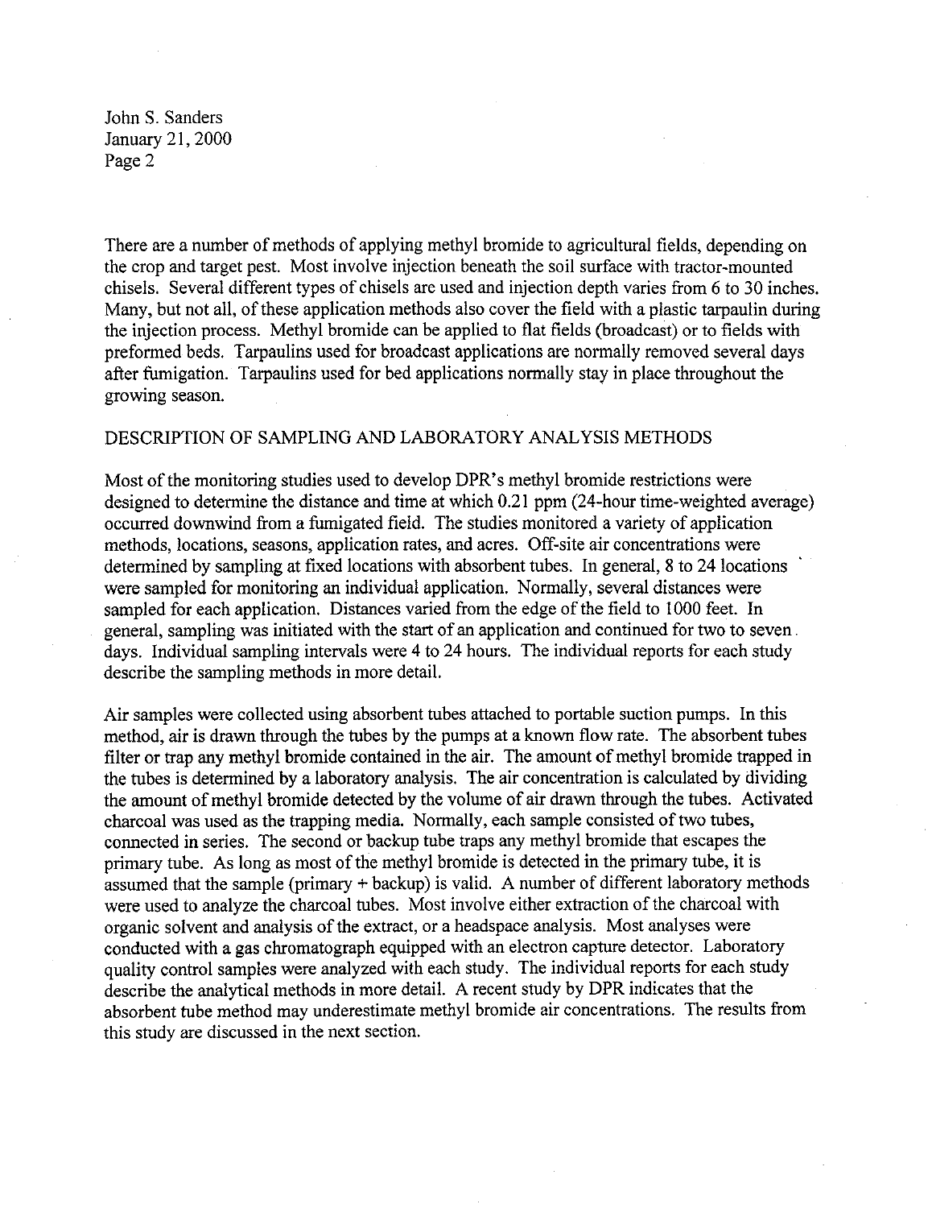There are a number of methods of applying methyl bromide to agricultural fields, depending on the crop and target pest. Most involve injection beneath the soil surface with tractor-mounted chisels. Several different types of chisels are used and injection depth varies from 6 to 30 inches. Many, but not all, of these application methods also cover the field with a plastic tarpaulin during the injection process. Methyl bromide can be applied to flat fields (broadcast) or to fields with preformed beds. Tarpaulins used for broadcast applications are normally removed several days after fumigation. Tarpaulins used for bed applications normally stay in place throughout the growing season.

## DESCRIPTION OF SAMPLING AND LABORATORY ANALYSIS METHODS

Most of the monitoring studies used to develop DPR's methyl bromide restrictions were designed to determine the distance and time at which 0.21 ppm (24-hour time-weighted average) occurred downwind from a fumigated field. The studies monitored a variety of application methods, locations, seasons, application rates, and acres. Off-site air concentrations were determined by sampling at fixed locations with absorbent tubes. In general, 8 to 24 locations were sampled for monitoring an individual application. Normally, several distances were sampled for each application. Distances varied from the edge of the field to 1000 feet. In general, sampling was initiated with the start of an application and continued for two to seven days. Individual sampling intervals were 4 to 24 hours. The individual reports for each study describe the sampling methods in more detail.

Air samples were collected using absorbent tubes attached to portable suction pumps. In this method, air is drawn through the tubes by the pumps at a known flow rate. The absorbent tubes filter or trap any methyl bromide contained in the air. The amount of methyl bromide trapped in the tubes is determined by a laboratory analysis. The air concentration is calculated by dividing the amount of methyl bromide detected by the volume of air drawn through the tubes. Activated charcoal was used as the trapping media. Normally, each sample consisted of two tubes, connected in series. The second or backup tube traps any methyl bromide that escapes the primary tube. As long as most of the methyl bromide is detected in the primary tube, it is assumed that the sample (primary + backup) is valid. A number of different laboratory methods were used to analyze the charcoal tubes. Most involve either extraction of the charcoal with organic solvent and analysis of the extract, or a headspace analysis. Most analyses were conducted with a gas chromatograph equipped with an electron capture detector. Laboratory quality control samples were analyzed with each study. The individual reports for each study describe the analytical methods in more detail. A recent study by DPR indicates that the absorbent tube method may underestimate methyl bromide air concentrations. The results from this study are discussed in the next section.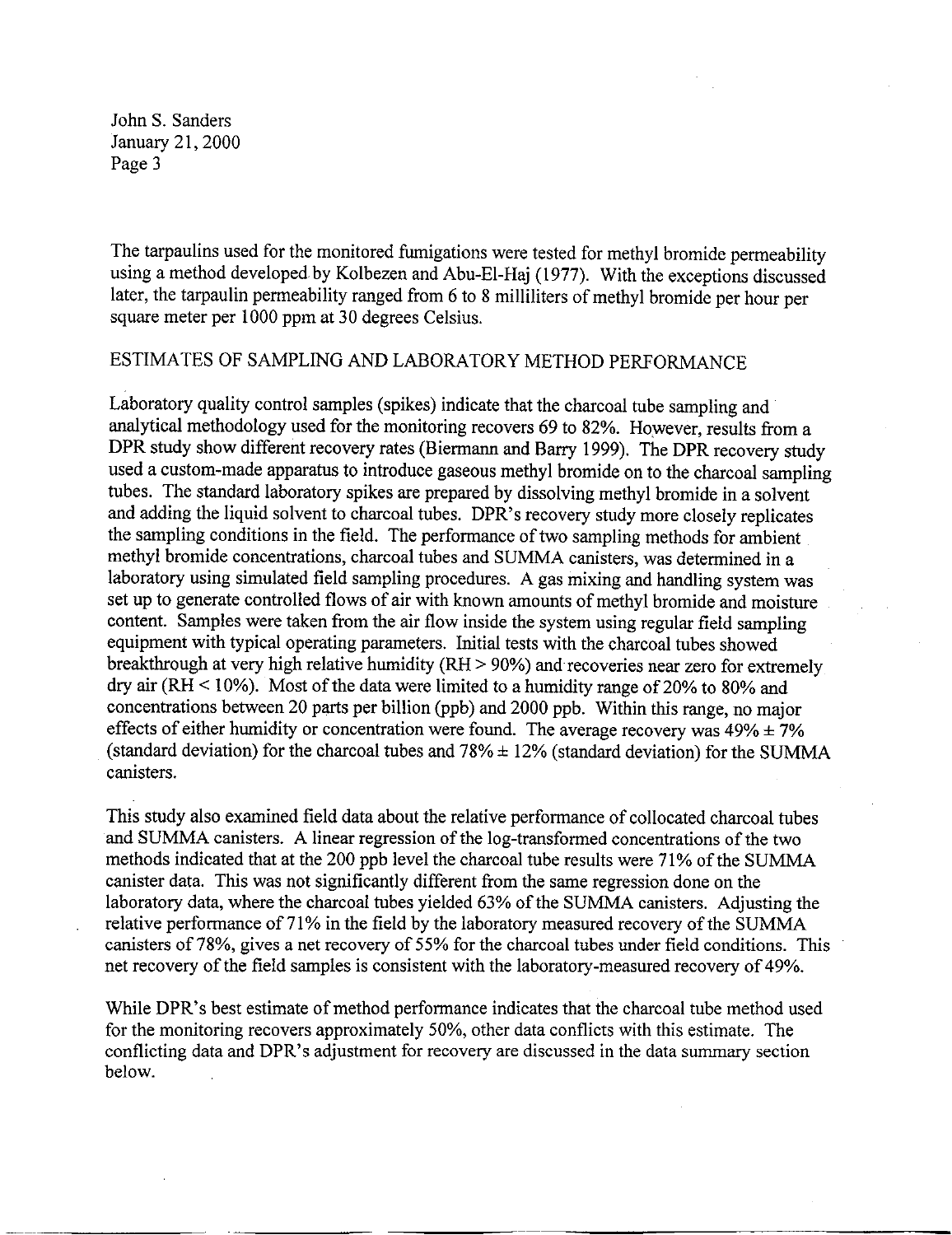The tarpaulins used for the monitored fumigations were tested for methyl bromide permeability using a method developed by Kolbezen and Abu-El-Haj (1977). With the exceptions discussed later, the tarpaulin permeability ranged from 6 to 8 milliliters of methyl bromide per hour per square meter per 1000 ppm at 30 degrees Celsius.

## ESTIMATES OF SAMPLING AND LABORATORY METHOD PERFORMANCE

Laboratory quality control samples (spikes) indicate that the charcoal tube sampling and analytical methodology used for the monitoring recovers 69 to 82%. However, results from a DPR study show different recovery rates (Biermann and Barry 1999). The DPR recovery study used a custom-made apparatus to introduce gaseous methyl bromide on to the charcoal sampling tubes. The standard laboratory spikes are prepared by dissolving methyl bromide in a solvent and adding the liquid solvent to charcoal tubes. DPR's recovery study more closely replicates the sampling conditions in the field. The performance of two sampling methods for ambient methyl bromide concentrations, charcoal tubes and SUMMA canisters, was determined in a laboratory using simulated field sampling procedures. A gas mixing and handling system was set up to generate controlled flows of air with known amounts of methyl bromide and moisture content. Samples were taken from the air flow inside the system using regular field sampling equipment with typical operating parameters. Initial tests with the charcoal tubes showed breakthrough at very high relative humidity (RH > 90%) and recoveries near zero for extremely dry air (RH < 10%). Most of the data were limited to a humidity range of 20% to 80% and concentrations between 20 parts per billion (ppb) and 2000 ppb. Within this range, no major effects of either humidity or concentration were found. The average recovery was 49% ± 7% (standard deviation) for the charcoal tubes and 78% ± 12% (standard deviation) for the SUMMA canisters.

This study also examined field data about the relative performance of collocated charcoal tubes and SUMMA canisters. A linear regression of the log-transformed concentrations of the two methods indicated that at the 200 ppb level the charcoal tube results were 71% of the SUMMA canister data. This was not significantly different from the same regression done on the laboratory data, where the charcoal tubes yielded 63% of the SUMMA canisters. Adjusting the relative performance of 71% in the field by the laboratory measured recovery of the SUMMA canisters of 78%, gives a net recovery of 55% for the charcoal tubes under field conditions. This net recovery of the field samples is consistent with the laboratory-measured recovery of 49%.

While DPR's best estimate of method performance indicates that the charcoal tube method used for the monitoring recovers approximately 50%, other data conflicts with this estimate. The conflicting data and DPR's adjustment for recovery are discussed in the data summary section below.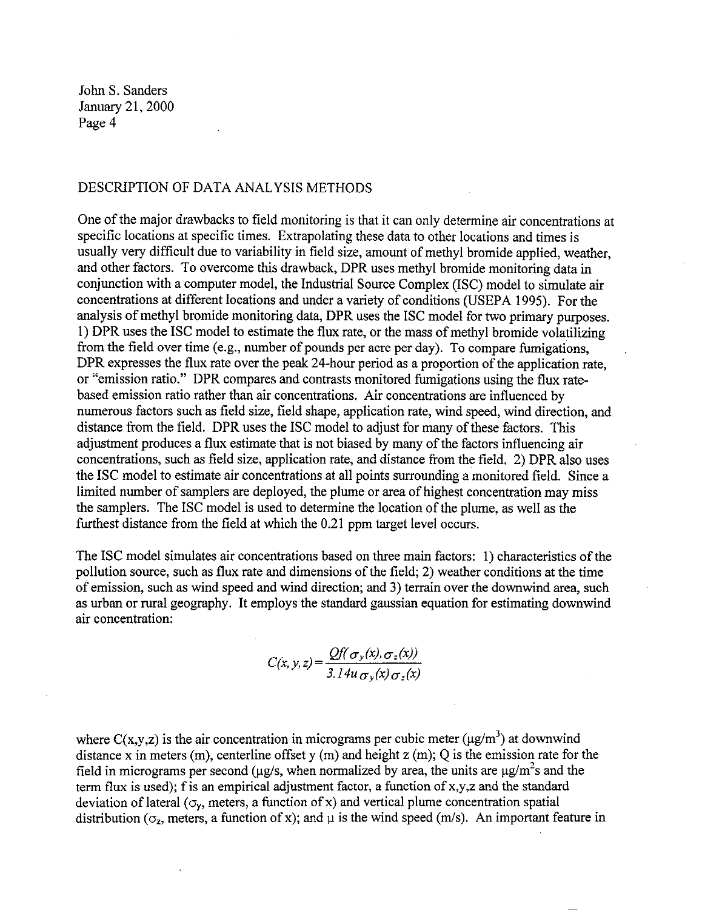## DESCRIPTION OF DATA ANALYSIS METHODS

One of the major drawbacks to field monitoring is that it can only determine air concentrations at specific locations at specific times. Extrapolating these data to other locations and times is usually very difficult due to variability in field size, amount of methyl bromide applied, weather, and other factors. To overcome this drawback, DPR uses methyl bromide monitoring data in conjunction with a computer model, the Industrial Source Complex (ISC) model to simulate air concentrations at different locations and under a variety of conditions (USEPA 1995). For the analysis of methyl bromide monitoring data, DPR uses the ISC model for two primary purposes. 1) DPR uses the ISC model to estimate the flux rate, or the mass of methyl bromide volatilizing from the field over time (e.g., number of pounds per acre per day). To compare fumigations, DPR expresses the flux rate over the peak 24-hour period as a proportion of the application rate, or "emission ratio." DPR compares and contrasts monitored fumigations using the flux rate-based emission ratio rather than air concentrations. Air concentrations are influenced by numerous factors such as field size, field shape, application rate, wind speed, wind direction, and distance from the field. DPR uses the ISC model to adjust for many of these factors. This adjustment produces a flux estimate that is not biased by many of the factors influencing air concentrations, such as field size, application rate, and distance from the field. 2) DPR also uses the ISC model to estimate air concentrations at all points surrounding a monitored field. Since a limited number of samplers are deployed, the plume or area of highest concentration may miss the samplers. The ISC model is used to determine the location of the plume, as well as the furthest distance from the field at which the 0.21 ppm target level occurs.

The ISC model simulates air concentrations based on three main factors: 1) characteristics of the pollution source, such as flux rate and dimensions of the field; 2) weather conditions at the time of emission, such as wind speed and wind direction; and 3) terrain over the downwind area, such as urban or rural geography. It employs the standard gaussian equation for estimating downwind air concentration:

$$C(x,y,z) = \frac{Qf(\sigma_y(x), \sigma_z(x))}{3.14u\,\sigma_y(x)\sigma_z(x)}$$

where $C(x,y,z)$ is the air concentration in micrograms per cubic meter ($\mu g/m^3$) at downwind distance x in meters (m), centerline offset y (m) and height z (m); Q is the emission rate for the field in micrograms per second ($\mu g/s$, when normalized by area, the units are $\mu g/m^2 s$ and the term flux is used); f is an empirical adjustment factor, a function of x,y,z and the standard deviation of lateral ($\sigma_y$, meters, a function of x) and vertical plume concentration spatial distribution ($\sigma_z$, meters, a function of x); and $\mu$ is the wind speed (m/s). An important feature in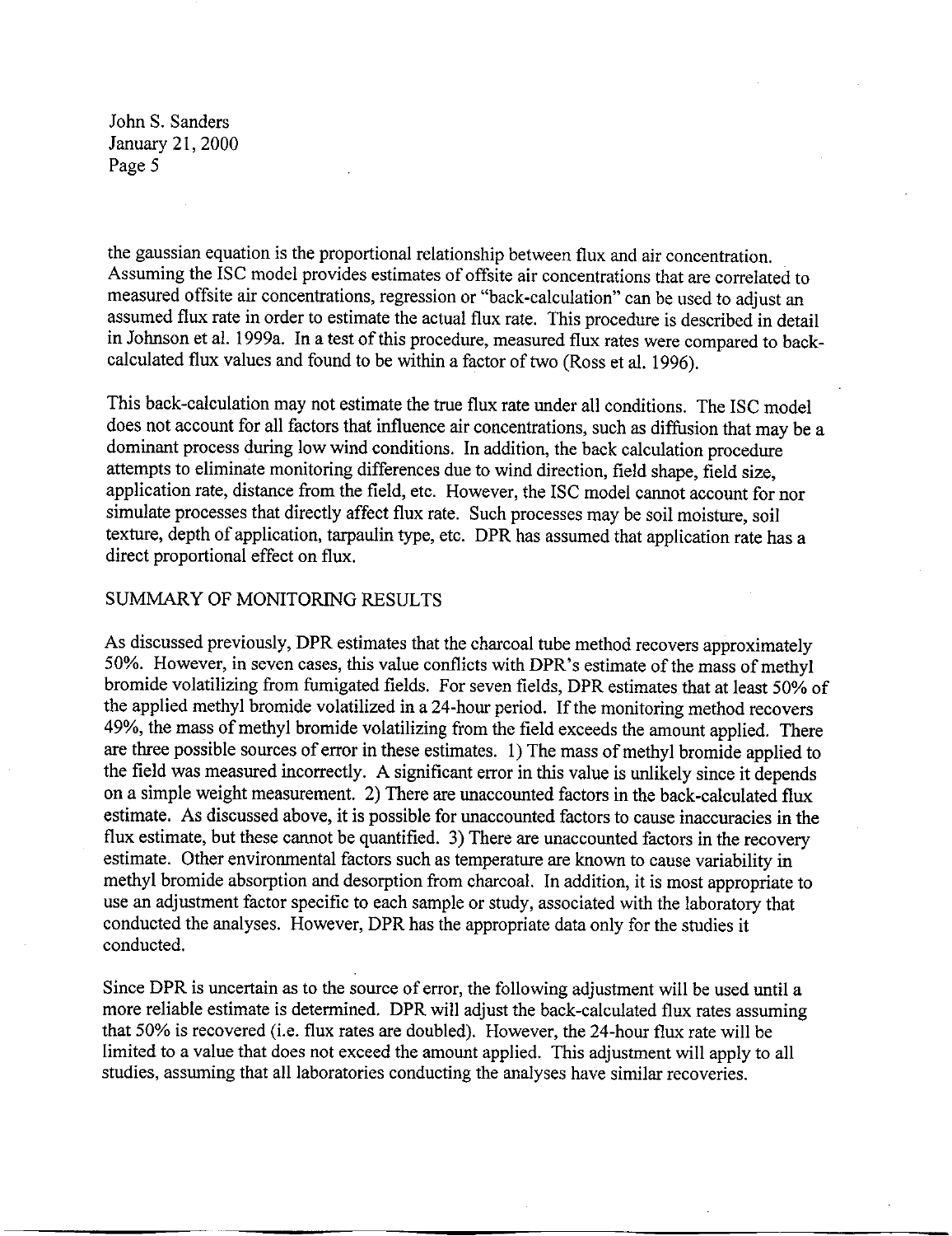the gaussian equation is the proportional relationship between flux and air concentration. Assuming the ISC model provides estimates of offsite air concentrations that are correlated to measured offsite air concentrations, regression or "back-calculation" can be used to adjust an assumed flux rate in order to estimate the actual flux rate. This procedure is described in detail in Johnson et al. 1999a. In a test of this procedure, measured flux rates were compared to back-calculated flux values and found to be within a factor of two (Ross et al. 1996).

This back-calculation may not estimate the true flux rate under all conditions. The ISC model does not account for all factors that influence air concentrations, such as diffusion that may be a dominant process during low wind conditions. In addition, the back calculation procedure attempts to eliminate monitoring differences due to wind direction, field shape, field size, application rate, distance from the field, etc. However, the ISC model cannot account for nor simulate processes that directly affect flux rate. Such processes may be soil moisture, soil texture, depth of application, tarpaulin type, etc. DPR has assumed that application rate has a direct proportional effect on flux.

## SUMMARY OF MONITORING RESULTS

As discussed previously, DPR estimates that the charcoal tube method recovers approximately 50%. However, in seven cases, this value conflicts with DPR's estimate of the mass of methyl bromide volatilizing from fumigated fields. For seven fields, DPR estimates that at least 50% of the applied methyl bromide volatilized in a 24-hour period. If the monitoring method recovers 49%, the mass of methyl bromide volatilizing from the field exceeds the amount applied. There are three possible sources of error in these estimates. 1) The mass of methyl bromide applied to the field was measured incorrectly. A significant error in this value is unlikely since it depends on a simple weight measurement. 2) There are unaccounted factors in the back-calculated flux estimate. As discussed above, it is possible for unaccounted factors to cause inaccuracies in the flux estimate, but these cannot be quantified. 3) There are unaccounted factors in the recovery estimate. Other environmental factors such as temperature are known to cause variability in methyl bromide absorption and desorption from charcoal. In addition, it is most appropriate to use an adjustment factor specific to each sample or study, associated with the laboratory that conducted the analyses. However, DPR has the appropriate data only for the studies it conducted.

Since DPR is uncertain as to the source of error, the following adjustment will be used until a more reliable estimate is determined. DPR will adjust the back-calculated flux rates assuming that 50% is recovered (i.e. flux rates are doubled). However, the 24-hour flux rate will be limited to a value that does not exceed the amount applied. This adjustment will apply to all studies, assuming that all laboratories conducting the analyses have similar recoveries.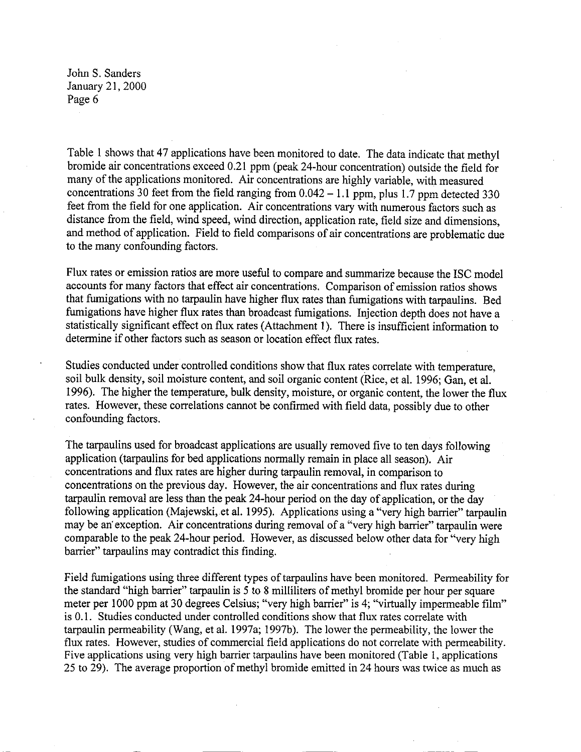Table 1 shows that 47 applications have been monitored to date. The data indicate that methyl bromide air concentrations exceed 0.21 ppm (peak 24-hour concentration) outside the field for many of the applications monitored. Air concentrations are highly variable, with measured concentrations 30 feet from the field ranging from 0.042 – 1.1 ppm, plus 1.7 ppm detected 330 feet from the field for one application. Air concentrations vary with numerous factors such as distance from the field, wind speed, wind direction, application rate, field size and dimensions, and method of application. Field to field comparisons of air concentrations are problematic due to the many confounding factors.

Flux rates or emission ratios are more useful to compare and summarize because the ISC model accounts for many factors that effect air concentrations. Comparison of emission ratios shows that fumigations with no tarpaulin have higher flux rates than fumigations with tarpaulins. Bed fumigations have higher flux rates than broadcast fumigations. Injection depth does not have a statistically significant effect on flux rates (Attachment 1). There is insufficient information to determine if other factors such as season or location effect flux rates.

Studies conducted under controlled conditions show that flux rates correlate with temperature, soil bulk density, soil moisture content, and soil organic content (Rice, et al. 1996; Gan, et al. 1996). The higher the temperature, bulk density, moisture, or organic content, the lower the flux rates. However, these correlations cannot be confirmed with field data, possibly due to other confounding factors.

The tarpaulins used for broadcast applications are usually removed five to ten days following application (tarpaulins for bed applications normally remain in place all season). Air concentrations and flux rates are higher during tarpaulin removal, in comparison to concentrations on the previous day. However, the air concentrations and flux rates during tarpaulin removal are less than the peak 24-hour period on the day of application, or the day following application (Majewski, et al. 1995). Applications using a "very high barrier" tarpaulin may be an exception. Air concentrations during removal of a "very high barrier" tarpaulin were comparable to the peak 24-hour period. However, as discussed below other data for "very high barrier" tarpaulins may contradict this finding.

Field fumigations using three different types of tarpaulins have been monitored. Permeability for the standard "high barrier" tarpaulin is 5 to 8 milliliters of methyl bromide per hour per square meter per 1000 ppm at 30 degrees Celsius; "very high barrier" is 4; "virtually impermeable film" is 0.1. Studies conducted under controlled conditions show that flux rates correlate with tarpaulin permeability (Wang, et al. 1997a; 1997b). The lower the permeability, the lower the flux rates. However, studies of commercial field applications do not correlate with permeability. Five applications using very high barrier tarpaulins have been monitored (Table 1, applications 25 to 29). The average proportion of methyl bromide emitted in 24 hours was twice as much as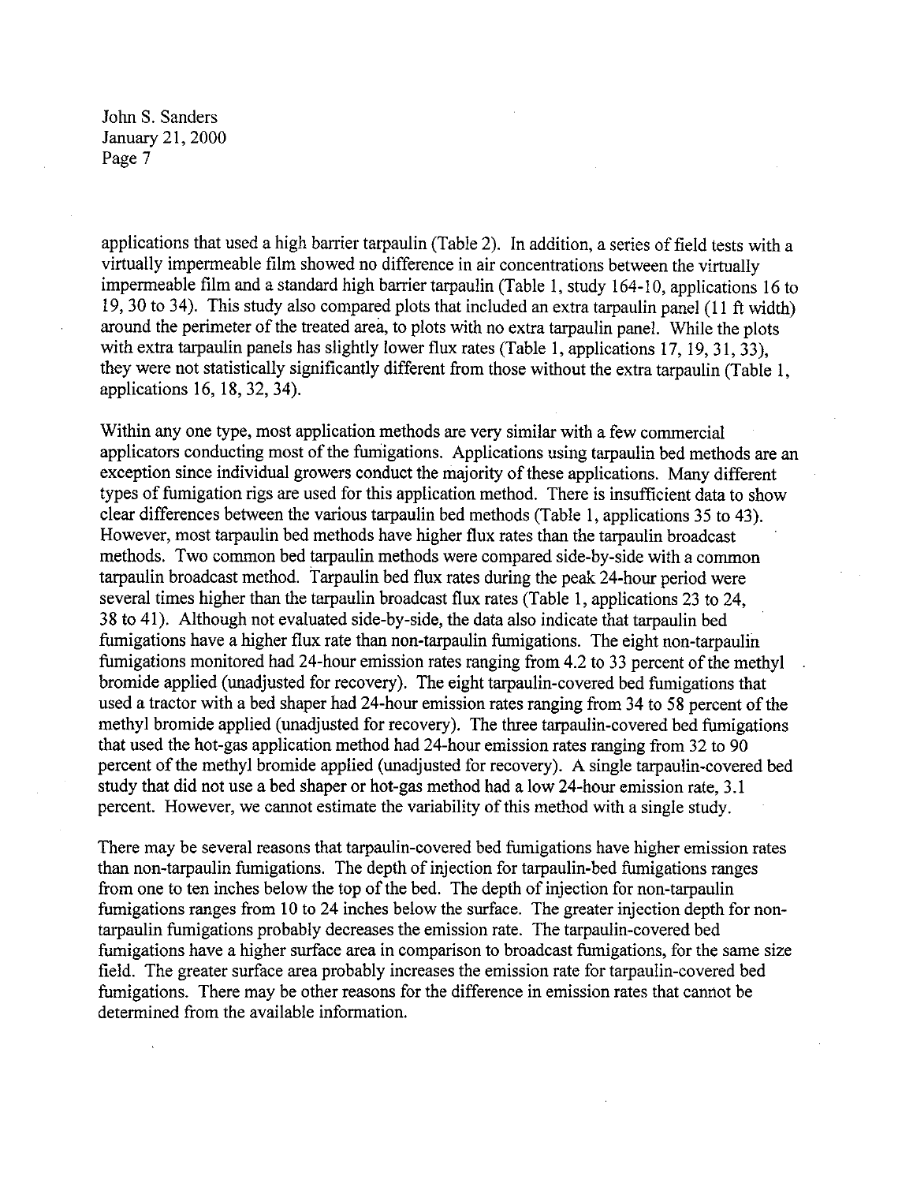applications that used a high barrier tarpaulin (Table 2). In addition, a series of field tests with a virtually impermeable film showed no difference in air concentrations between the virtually impermeable film and a standard high barrier tarpaulin (Table 1, study 164-10, applications 16 to 19, 30 to 34). This study also compared plots that included an extra tarpaulin panel (11 ft width) around the perimeter of the treated area, to plots with no extra tarpaulin panel. While the plots with extra tarpaulin panels has slightly lower flux rates (Table 1, applications 17, 19, 31, 33), they were not statistically significantly different from those without the extra tarpaulin (Table 1, applications 16, 18, 32, 34).

Within any one type, most application methods are very similar with a few commercial applicators conducting most of the fumigations. Applications using tarpaulin bed methods are an exception since individual growers conduct the majority of these applications. Many different types of fumigation rigs are used for this application method. There is insufficient data to show clear differences between the various tarpaulin bed methods (Table 1, applications 35 to 43). However, most tarpaulin bed methods have higher flux rates than the tarpaulin broadcast methods. Two common bed tarpaulin methods were compared side-by-side with a common tarpaulin broadcast method. Tarpaulin bed flux rates during the peak 24-hour period were several times higher than the tarpaulin broadcast flux rates (Table 1, applications 23 to 24, 38 to 41). Although not evaluated side-by-side, the data also indicate that tarpaulin bed fumigations have a higher flux rate than non-tarpaulin fumigations. The eight non-tarpaulin fumigations monitored had 24-hour emission rates ranging from 4.2 to 33 percent of the methyl bromide applied (unadjusted for recovery). The eight tarpaulin-covered bed fumigations that used a tractor with a bed shaper had 24-hour emission rates ranging from 34 to 58 percent of the methyl bromide applied (unadjusted for recovery). The three tarpaulin-covered bed fumigations that used the hot-gas application method had 24-hour emission rates ranging from 32 to 90 percent of the methyl bromide applied (unadjusted for recovery). A single tarpaulin-covered bed study that did not use a bed shaper or hot-gas method had a low 24-hour emission rate, 3.1 percent. However, we cannot estimate the variability of this method with a single study.

There may be several reasons that tarpaulin-covered bed fumigations have higher emission rates than non-tarpaulin fumigations. The depth of injection for tarpaulin-bed fumigations ranges from one to ten inches below the top of the bed. The depth of injection for non-tarpaulin fumigations ranges from 10 to 24 inches below the surface. The greater injection depth for non-tarpaulin fumigations probably decreases the emission rate. The tarpaulin-covered bed fumigations have a higher surface area in comparison to broadcast fumigations, for the same size field. The greater surface area probably increases the emission rate for tarpaulin-covered bed fumigations. There may be other reasons for the difference in emission rates that cannot be determined from the available information.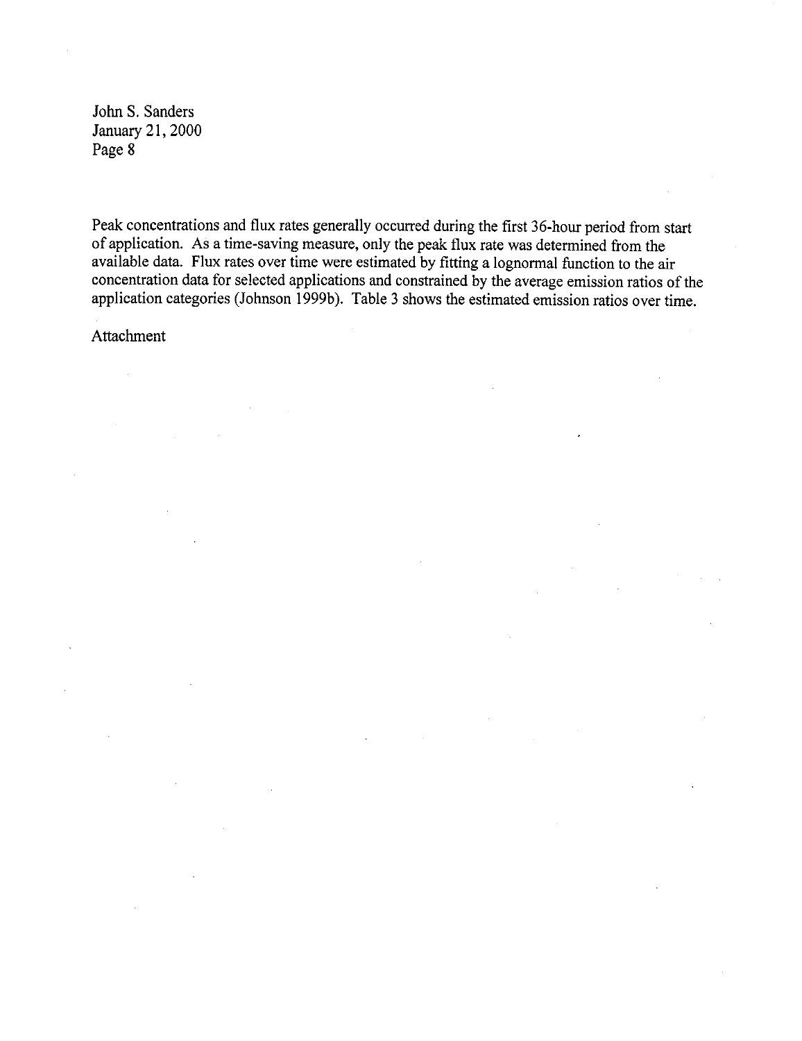Peak concentrations and flux rates generally occurred during the first 36-hour period from start of application. As a time-saving measure, only the peak flux rate was determined from the available data. Flux rates over time were estimated by fitting a lognormal function to the air concentration data for selected applications and constrained by the average emission ratios of the application categories (Johnson 1999b). Table 3 shows the estimated emission ratios over time.

Attachment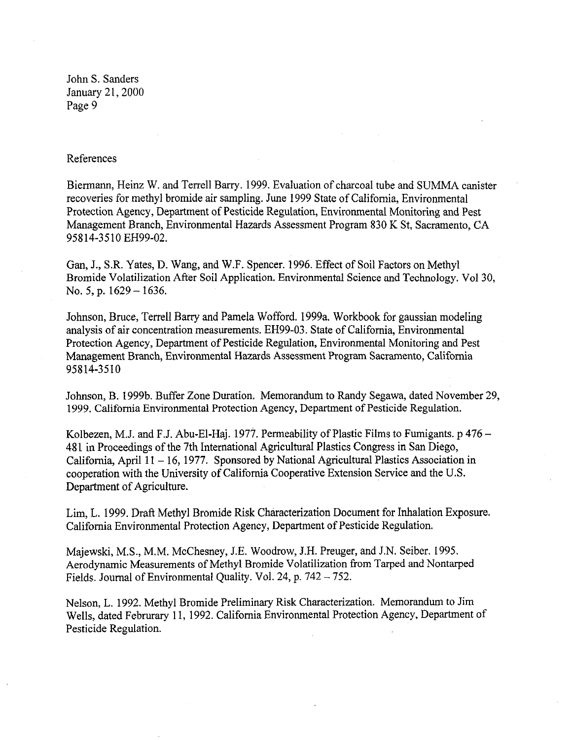References

Biermann, Heinz W. and Terrell Barry. 1999. Evaluation of charcoal tube and SUMMA canister recoveries for methyl bromide air sampling. June 1999 State of California, Environmental Protection Agency, Department of Pesticide Regulation, Environmental Monitoring and Pest Management Branch, Environmental Hazards Assessment Program 830 K St, Sacramento, CA 95814-3510 EH99-02.

Gan, J., S.R. Yates, D. Wang, and W.F. Spencer. 1996. Effect of Soil Factors on Methyl Bromide Volatilization After Soil Application. Environmental Science and Technology. Vol 30, No. 5, p. 1629 – 1636.

Johnson, Bruce, Terrell Barry and Pamela Wofford. 1999a. Workbook for gaussian modeling analysis of air concentration measurements. EH99-03. State of California, Environmental Protection Agency, Department of Pesticide Regulation, Environmental Monitoring and Pest Management Branch, Environmental Hazards Assessment Program Sacramento, California 95814-3510

Johnson, B. 1999b. Buffer Zone Duration. Memorandum to Randy Segawa, dated November 29, 1999. California Environmental Protection Agency, Department of Pesticide Regulation.

Kolbezen, M.J. and F.J. Abu-El-Haj. 1977. Permeability of Plastic Films to Fumigants. p 476 – 481 in Proceedings of the 7th International Agricultural Plastics Congress in San Diego, California, April 11 – 16, 1977. Sponsored by National Agricultural Plastics Association in cooperation with the University of California Cooperative Extension Service and the U.S. Department of Agriculture.

Lim, L. 1999. Draft Methyl Bromide Risk Characterization Document for Inhalation Exposure. California Environmental Protection Agency, Department of Pesticide Regulation.

Majewski, M.S., M.M. McChesney, J.E. Woodrow, J.H. Preuger, and J.N. Seiber. 1995. Aerodynamic Measurements of Methyl Bromide Volatilization from Tarped and Nontarped Fields. Journal of Environmental Quality. Vol. 24, p. 742 – 752.

Nelson, L. 1992. Methyl Bromide Preliminary Risk Characterization. Memorandum to Jim Wells, dated Februrary 11, 1992. California Environmental Protection Agency, Department of Pesticide Regulation.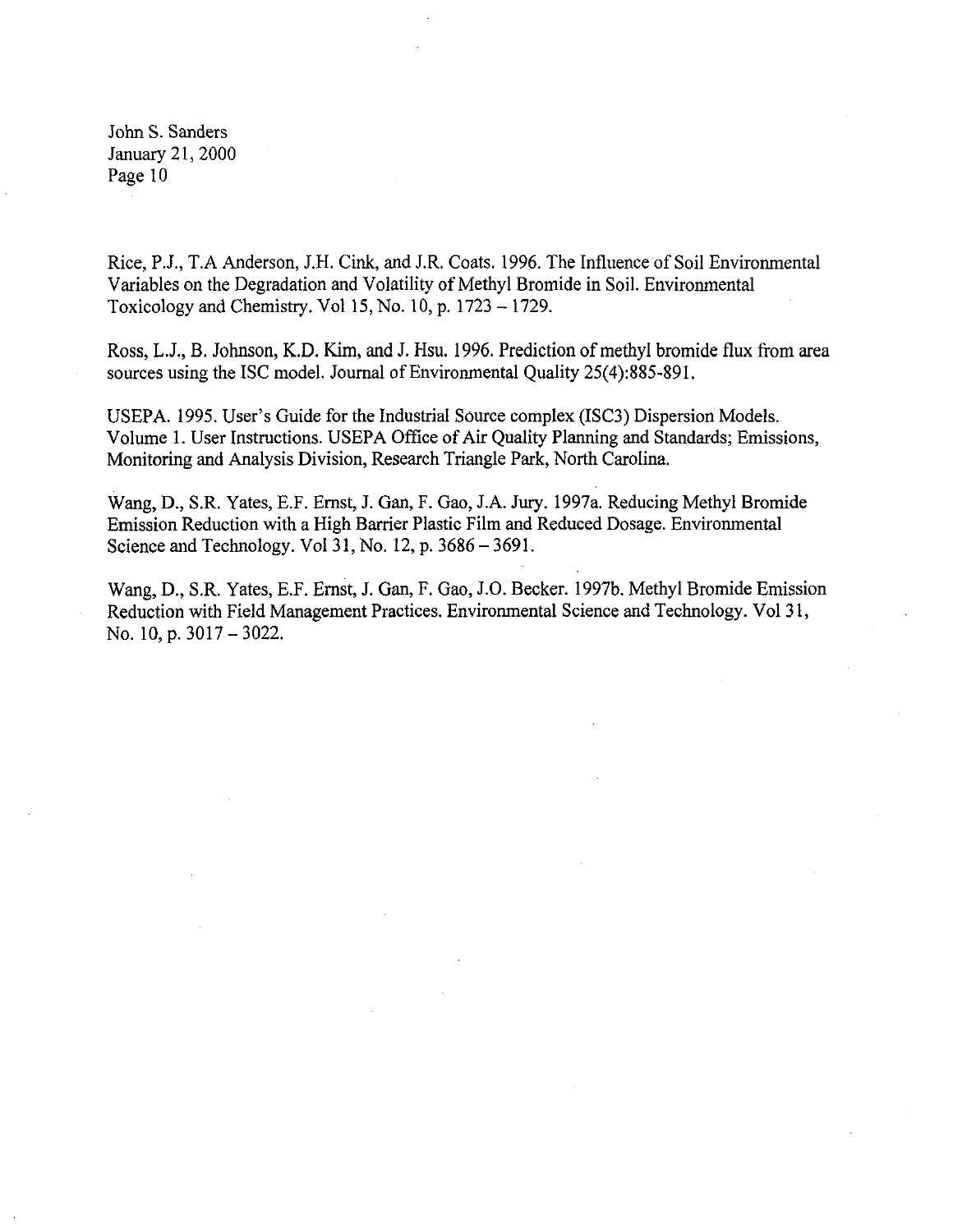Rice, P.J., T.A Anderson, J.H. Cink, and J.R. Coats. 1996. The Influence of Soil Environmental Variables on the Degradation and Volatility of Methyl Bromide in Soil. Environmental Toxicology and Chemistry. Vol 15, No. 10, p. 1723 – 1729.

Ross, L.J., B. Johnson, K.D. Kim, and J. Hsu. 1996. Prediction of methyl bromide flux from area sources using the ISC model. Journal of Environmental Quality 25(4):885-891.

USEPA. 1995. User's Guide for the Industrial Source complex (ISC3) Dispersion Models. Volume 1. User Instructions. USEPA Office of Air Quality Planning and Standards; Emissions, Monitoring and Analysis Division, Research Triangle Park, North Carolina.

Wang, D., S.R. Yates, E.F. Ernst, J. Gan, F. Gao, J.A. Jury. 1997a. Reducing Methyl Bromide Emission Reduction with a High Barrier Plastic Film and Reduced Dosage. Environmental Science and Technology. Vol 31, No. 12, p. 3686 – 3691.

Wang, D., S.R. Yates, E.F. Ernst, J. Gan, F. Gao, J.O. Becker. 1997b. Methyl Bromide Emission Reduction with Field Management Practices. Environmental Science and Technology. Vol 31, No. 10, p. 3017 – 3022.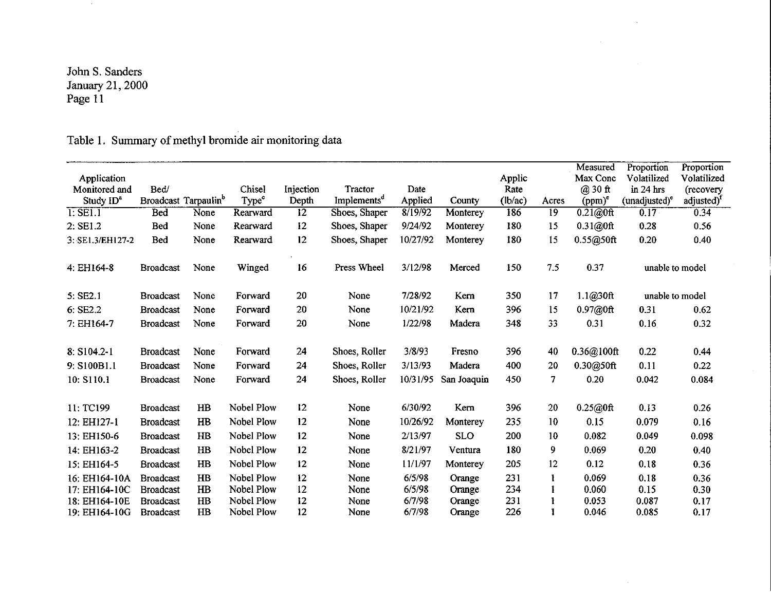Table 1. Summary of methyl bromide air monitoring data

| Application Monitored and Study ID[a] | Bed/ Broadcast | Tarpaulin[b] | Chisel Type[c] | Injection Depth | Tractor Implements[d] | Date Applied | County | Applic Rate (lb/ac) | Acres | Measured Max Conc @ 30 ft (ppm)[e] | Proportion Volatilized in 24 hrs (unadjusted)[e] | Proportion Volatilized (recovery adjusted)[f] |
|---|---|---|---|---|---|---|---|---|---|---|---|---|
| 1: SE1.1 | Bed | None | Rearward | 12 | Shoes, Shaper | 8/19/92 | Monterey | 186 | 19 | 0.21@0ft | 0.17 | 0.34 |
| 2: SE1.2 | Bed | None | Rearward | 12 | Shoes, Shaper | 9/24/92 | Monterey | 180 | 15 | 0.31@0ft | 0.28 | 0.56 |
| 3: SE1.3/EH127-2 | Bed | None | Rearward | 12 | Shoes, Shaper | 10/27/92 | Monterey | 180 | 15 | 0.55@50ft | 0.20 | 0.40 |
| 4: EH164-8 | Broadcast | None | Winged | 16 | Press Wheel | 3/12/98 | Merced | 150 | 7.5 | 0.37 | unable to model | |
| 5: SE2.1 | Broadcast | None | Forward | 20 | None | 7/28/92 | Kern | 350 | 17 | 1.1@30ft | unable to model | |
| 6: SE2.2 | Broadcast | None | Forward | 20 | None | 10/21/92 | Kern | 396 | 15 | 0.97@0ft | 0.31 | 0.62 |
| 7: EH164-7 | Broadcast | None | Forward | 20 | None | 1/22/98 | Madera | 348 | 33 | 0.31 | 0.16 | 0.32 |
| 8: S104.2-1 | Broadcast | None | Forward | 24 | Shoes, Roller | 3/8/93 | Fresno | 396 | 40 | 0.36@100ft | 0.22 | 0.44 |
| 9: S100B1.1 | Broadcast | None | Forward | 24 | Shoes, Roller | 3/13/93 | Madera | 400 | 20 | 0.30@50ft | 0.11 | 0.22 |
| 10: S110.1 | Broadcast | None | Forward | 24 | Shoes, Roller | 10/31/95 | San Joaquin | 450 | 7 | 0.20 | 0.042 | 0.084 |
| 11: TC199 | Broadcast | HB | Nobel Plow | 12 | None | 6/30/92 | Kern | 396 | 20 | 0.25@0ft | 0.13 | 0.26 |
| 12: EH127-1 | Broadcast | HB | Nobel Plow | 12 | None | 10/26/92 | Monterey | 235 | 10 | 0.15 | 0.079 | 0.16 |
| 13: EH150-6 | Broadcast | HB | Nobel Plow | 12 | None | 2/13/97 | SLO | 200 | 10 | 0.082 | 0.049 | 0.098 |
| 14: EH163-2 | Broadcast | HB | Nobel Plow | 12 | None | 8/21/97 | Ventura | 180 | 9 | 0.069 | 0.20 | 0.40 |
| 15: EH164-5 | Broadcast | HB | Nobel Plow | 12 | None | 11/1/97 | Monterey | 205 | 12 | 0.12 | 0.18 | 0.36 |
| 16: EH164-10A | Broadcast | HB | Nobel Plow | 12 | None | 6/5/98 | Orange | 231 | 1 | 0.069 | 0.18 | 0.36 |
| 17: EH164-10C | Broadcast | HB | Nobel Plow | 12 | None | 6/5/98 | Orange | 234 | 1 | 0.060 | 0.15 | 0.30 |
| 18: EH164-10E | Broadcast | HB | Nobel Plow | 12 | None | 6/7/98 | Orange | 231 | 1 | 0.053 | 0.087 | 0.17 |
| 19: EH164-10G | Broadcast | HB | Nobel Plow | 12 | None | 6/7/98 | Orange | 226 | 1 | 0.046 | 0.085 | 0.17 |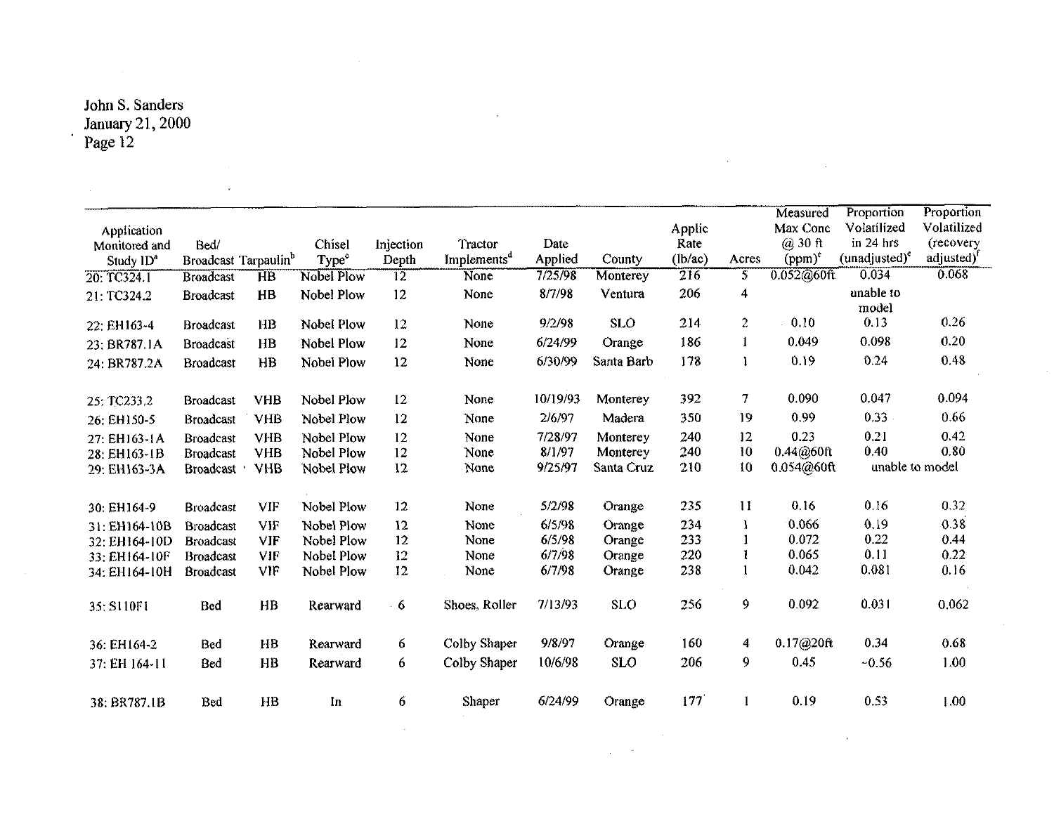| Application Monitored and Study ID[a] | Bed/ Broadcast | Tarpaulin[b] | Chisel Type[c] | Injection Depth | Tractor Implements[d] | Date Applied | County | Applic Rate (lb/ac) | Acres | Measured Max Conc @ 30 ft (ppm)[e] | Proportion Volatilized in 24 hrs (unadjusted)[e] | Proportion Volatilized (recovery adjusted)[f] |
|---|---|---|---|---|---|---|---|---|---|---|---|---|
| 20: TC324.1 | Broadcast | HB | Nobel Plow | 12 | None | 7/25/98 | Monterey | 216 | 5 | 0.052@60ft | 0.034 | 0.068 |
| 21: TC324.2 | Broadcast | HB | Nobel Plow | 12 | None | 8/7/98 | Ventura | 206 | 4 | | unable to model | |
| 22: EH163-4 | Broadcast | HB | Nobel Plow | 12 | None | 9/2/98 | SLO | 214 | 2 | 0.10 | 0.13 | 0.26 |
| 23: BR787.1A | Broadcast | HB | Nobel Plow | 12 | None | 6/24/99 | Orange | 186 | 1 | 0.049 | 0.098 | 0.20 |
| 24: BR787.2A | Broadcast | HB | Nobel Plow | 12 | None | 6/30/99 | Santa Barb | 178 | 1 | 0.19 | 0.24 | 0.48 |
| 25: TC233.2 | Broadcast | VHB | Nobel Plow | 12 | None | 10/19/93 | Monterey | 392 | 7 | 0.090 | 0.047 | 0.094 |
| 26: EH150-5 | Broadcast | VHB | Nobel Plow | 12 | None | 2/6/97 | Madera | 350 | 19 | 0.99 | 0.33 | 0.66 |
| 27: EH163-1A | Broadcast | VHB | Nobel Plow | 12 | None | 7/28/97 | Monterey | 240 | 12 | 0.23 | 0.21 | 0.42 |
| 28: EH163-1B | Broadcast | VHB | Nobel Plow | 12 | None | 8/1/97 | Monterey | 240 | 10 | 0.44@60ft | 0.40 | 0.80 |
| 29: EH163-3A | Broadcast | VHB | Nobel Plow | 12 | None | 9/25/97 | Santa Cruz | 210 | 10 | 0.054@60ft | unable to model | |
| 30: EH164-9 | Broadcast | VIF | Nobel Plow | 12 | None | 5/2/98 | Orange | 235 | 11 | 0.16 | 0.16 | 0.32 |
| 31: EH164-10B | Broadcast | VIF | Nobel Plow | 12 | None | 6/5/98 | Orange | 234 | 1 | 0.066 | 0.19 | 0.38 |
| 32: EH164-10D | Broadcast | VIF | Nobel Plow | 12 | None | 6/5/98 | Orange | 233 | 1 | 0.072 | 0.22 | 0.44 |
| 33: EH164-10F | Broadcast | VIF | Nobel Plow | 12 | None | 6/7/98 | Orange | 220 | 1 | 0.065 | 0.11 | 0.22 |
| 34: EH164-10H | Broadcast | VIF | Nobel Plow | 12 | None | 6/7/98 | Orange | 238 | 1 | 0.042 | 0.081 | 0.16 |
| 35: S110F1 | Bed | HB | Rearward | 6 | Shoes, Roller | 7/13/93 | SLO | 256 | 9 | 0.092 | 0.031 | 0.062 |
| 36: EH164-2 | Bed | HB | Rearward | 6 | Colby Shaper | 9/8/97 | Orange | 160 | 4 | 0.17@20ft | 0.34 | 0.68 |
| 37: EH 164-11 | Bed | HB | Rearward | 6 | Colby Shaper | 10/6/98 | SLO | 206 | 9 | 0.45 | ~0.56 | 1.00 |
| 38: BR787.1B | Bed | HB | In | 6 | Shaper | 6/24/99 | Orange | 177 | 1 | 0.19 | 0.53 | 1.00 |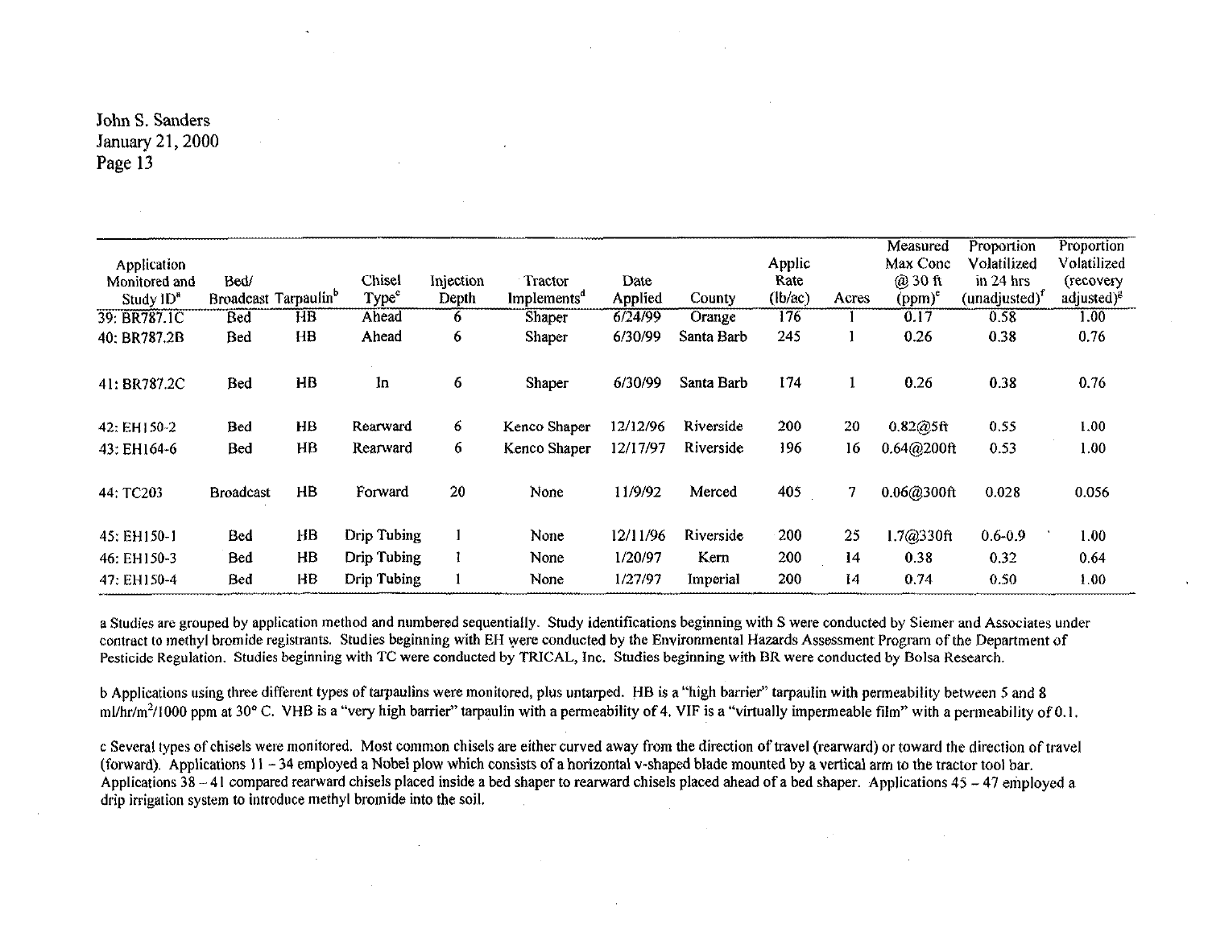John S. Sanders
January 21, 2000
Page 13

| Application Monitored and Study ID[a] | Bed/ Broadcast | Tarpaulin[b] | Chisel Type[c] | Injection Depth | Tractor Implements[d] | Date Applied | County | Applic Rate (lb/ac) | Acres | Measured Max Conc @ 30 ft (ppm)[e] | Proportion Volatilized in 24 hrs (unadjusted)[f] | Proportion Volatilized (recovery adjusted)[g] |
|---|---|---|---|---|---|---|---|---|---|---|---|---|
| 39: BR787.1C | Bed | HB | Ahead | 6 | Shaper | 6/24/99 | Orange | 176 | 1 | 0.17 | 0.58 | 1.00 |
| 40: BR787.2B | Bed | HB | Ahead | 6 | Shaper | 6/30/99 | Santa Barb | 245 | 1 | 0.26 | 0.38 | 0.76 |
| 41: BR787.2C | Bed | HB | In | 6 | Shaper | 6/30/99 | Santa Barb | 174 | 1 | 0.26 | 0.38 | 0.76 |
| 42: EH150-2 | Bed | HB | Rearward | 6 | Kenco Shaper | 12/12/96 | Riverside | 200 | 20 | 0.82@5ft | 0.55 | 1.00 |
| 43: EH164-6 | Bed | HB | Rearward | 6 | Kenco Shaper | 12/17/97 | Riverside | 196 | 16 | 0.64@200ft | 0.53 | 1.00 |
| 44: TC203 | Broadcast | HB | Forward | 20 | None | 11/9/92 | Merced | 405 | 7 | 0.06@300ft | 0.028 | 0.056 |
| 45: EH150-1 | Bed | HB | Drip Tubing | 1 | None | 12/11/96 | Riverside | 200 | 25 | 1.7@330ft | 0.6-0.9 | 1.00 |
| 46: EH150-3 | Bed | HB | Drip Tubing | 1 | None | 1/20/97 | Kern | 200 | 14 | 0.38 | 0.32 | 0.64 |
| 47: EH150-4 | Bed | HB | Drip Tubing | 1 | None | 1/27/97 | Imperial | 200 | 14 | 0.74 | 0.50 | 1.00 |

a Studies are grouped by application method and numbered sequentially. Study identifications beginning with S were conducted by Siemer and Associates under contract to methyl bromide registrants. Studies beginning with EH were conducted by the Environmental Hazards Assessment Program of the Department of Pesticide Regulation. Studies beginning with TC were conducted by TRICAL, Inc. Studies beginning with BR were conducted by Bolsa Research.

b Applications using three different types of tarpaulins were monitored, plus untarped. HB is a "high barrier" tarpaulin with permeability between 5 and 8 ml/hr/m$^2$/1000 ppm at 30° C. VHB is a "very high barrier" tarpaulin with a permeability of 4. VIF is a "virtually impermeable film" with a permeability of 0.1.

c Several types of chisels were monitored. Most common chisels are either curved away from the direction of travel (rearward) or toward the direction of travel (forward). Applications 11 – 34 employed a Nobel plow which consists of a horizontal v-shaped blade mounted by a vertical arm to the tractor tool bar. Applications 38 – 41 compared rearward chisels placed inside a bed shaper to rearward chisels placed ahead of a bed shaper. Applications 45 – 47 employed a drip irrigation system to introduce methyl bromide into the soil.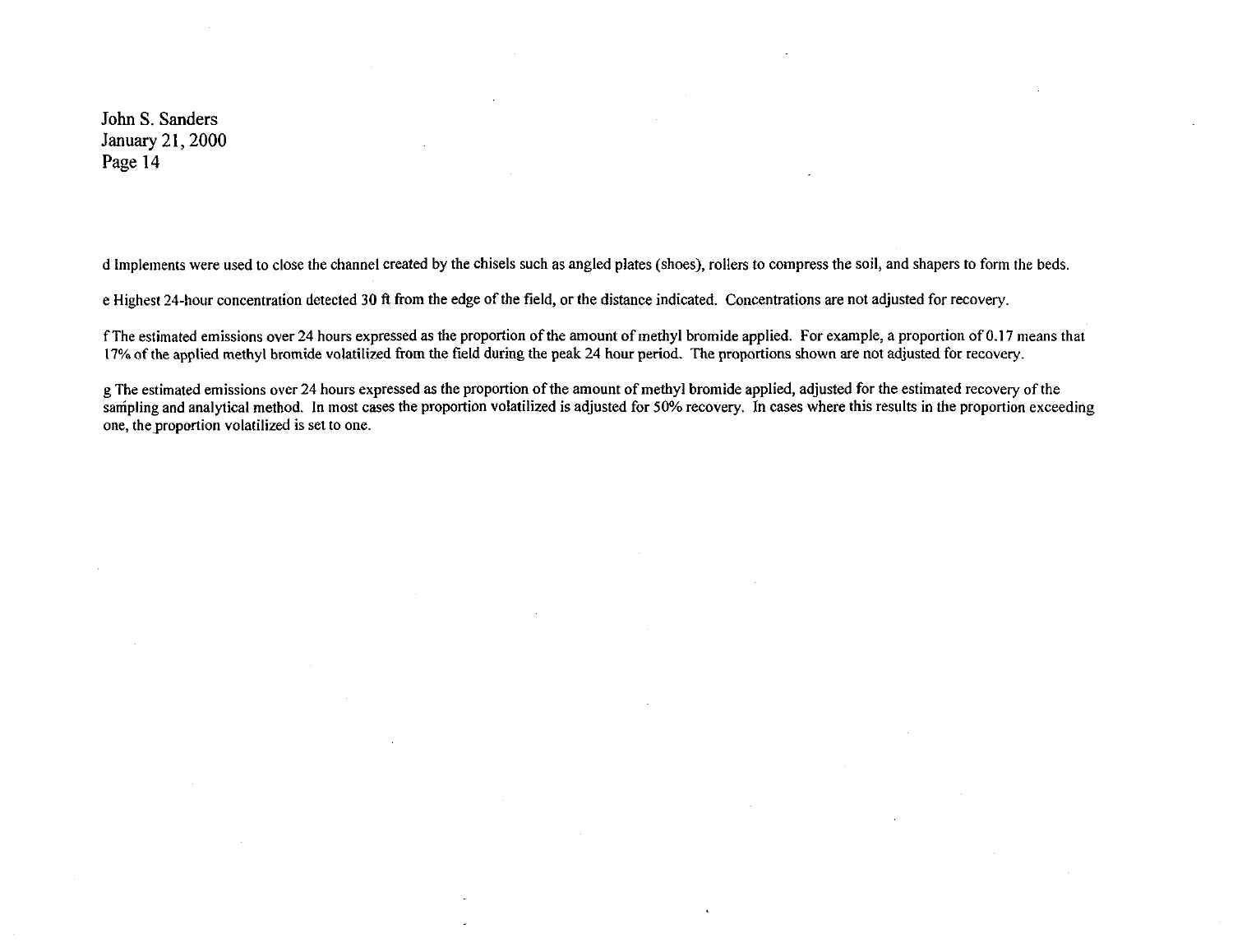d Implements were used to close the channel created by the chisels such as angled plates (shoes), rollers to compress the soil, and shapers to form the beds.

e Highest 24-hour concentration detected 30 ft from the edge of the field, or the distance indicated. Concentrations are not adjusted for recovery.

f The estimated emissions over 24 hours expressed as the proportion of the amount of methyl bromide applied. For example, a proportion of 0.17 means that 17% of the applied methyl bromide volatilized from the field during the peak 24 hour period. The proportions shown are not adjusted for recovery.

g The estimated emissions over 24 hours expressed as the proportion of the amount of methyl bromide applied, adjusted for the estimated recovery of the sampling and analytical method. In most cases the proportion volatilized is adjusted for 50% recovery. In cases where this results in the proportion exceeding one, the proportion volatilized is set to one.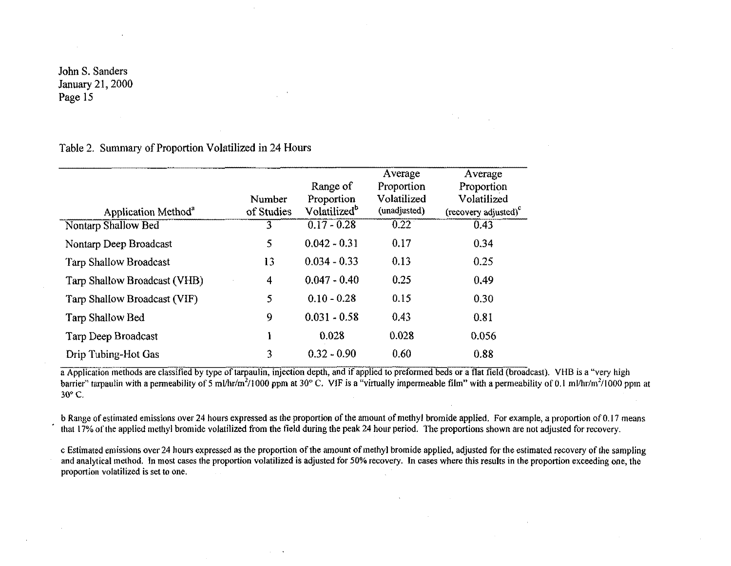Table 2. Summary of Proportion Volatilized in 24 Hours

| Application Method[a] | Number of Studies | Range of Proportion Volatilized[b] | Average Proportion Volatilized (unadjusted) | Average Proportion Volatilized (recovery adjusted)[c] |
|---|---|---|---|---|
| Nontarp Shallow Bed | 3 | 0.17 - 0.28 | 0.22 | 0.43 |
| Nontarp Deep Broadcast | 5 | 0.042 - 0.31 | 0.17 | 0.34 |
| Tarp Shallow Broadcast | 13 | 0.034 - 0.33 | 0.13 | 0.25 |
| Tarp Shallow Broadcast (VHB) | 4 | 0.047 - 0.40 | 0.25 | 0.49 |
| Tarp Shallow Broadcast (VIF) | 5 | 0.10 - 0.28 | 0.15 | 0.30 |
| Tarp Shallow Bed | 9 | 0.031 - 0.58 | 0.43 | 0.81 |
| Tarp Deep Broadcast | 1 | 0.028 | 0.028 | 0.056 |
| Drip Tubing-Hot Gas | 3 | 0.32 - 0.90 | 0.60 | 0.88 |

a Application methods are classified by type of tarpaulin, injection depth, and if applied to preformed beds or a flat field (broadcast). VHB is a "very high barrier" tarpaulin with a permeability of 5 $ml/hr/m^2/1000$ ppm at 30° C. VIF is a "virtually impermeable film" with a permeability of 0.1 $ml/hr/m^2/1000$ ppm at 30° C.

b Range of estimated emissions over 24 hours expressed as the proportion of the amount of methyl bromide applied. For example, a proportion of 0.17 means that 17% of the applied methyl bromide volatilized from the field during the peak 24 hour period. The proportions shown are not adjusted for recovery.

c Estimated emissions over 24 hours expressed as the proportion of the amount of methyl bromide applied, adjusted for the estimated recovery of the sampling and analytical method. In most cases the proportion volatilized is adjusted for 50% recovery. In cases where this results in the proportion exceeding one, the proportion volatilized is set to one.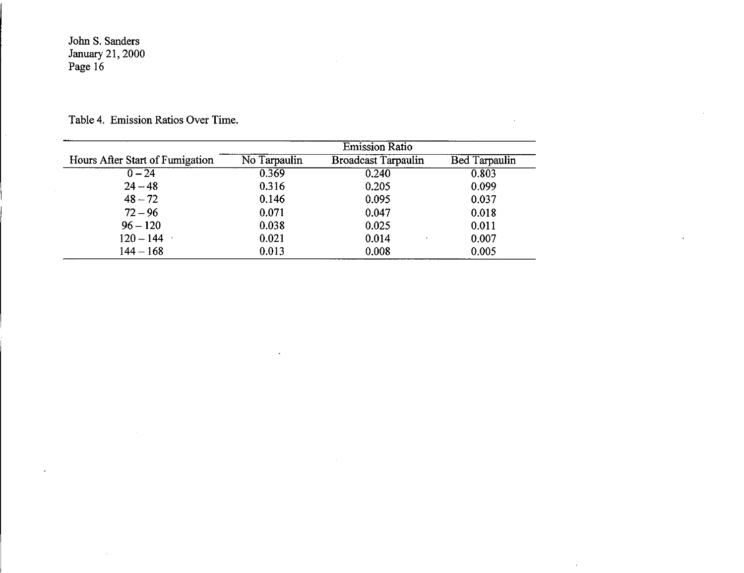Table 4. Emission Ratios Over Time.

| | Emission Ratio | | |
|---|---|---|---|
| Hours After Start of Fumigation | No Tarpaulin | Broadcast Tarpaulin | Bed Tarpaulin |
| 0 – 24 | 0.369 | 0.240 | 0.803 |
| 24 – 48 | 0.316 | 0.205 | 0.099 |
| 48 – 72 | 0.146 | 0.095 | 0.037 |
| 72 – 96 | 0.071 | 0.047 | 0.018 |
| 96 – 120 | 0.038 | 0.025 | 0.011 |
| 120 – 144 | 0.021 | 0.014 | 0.007 |
| 144 – 168 | 0.013 | 0.008 | 0.005 |